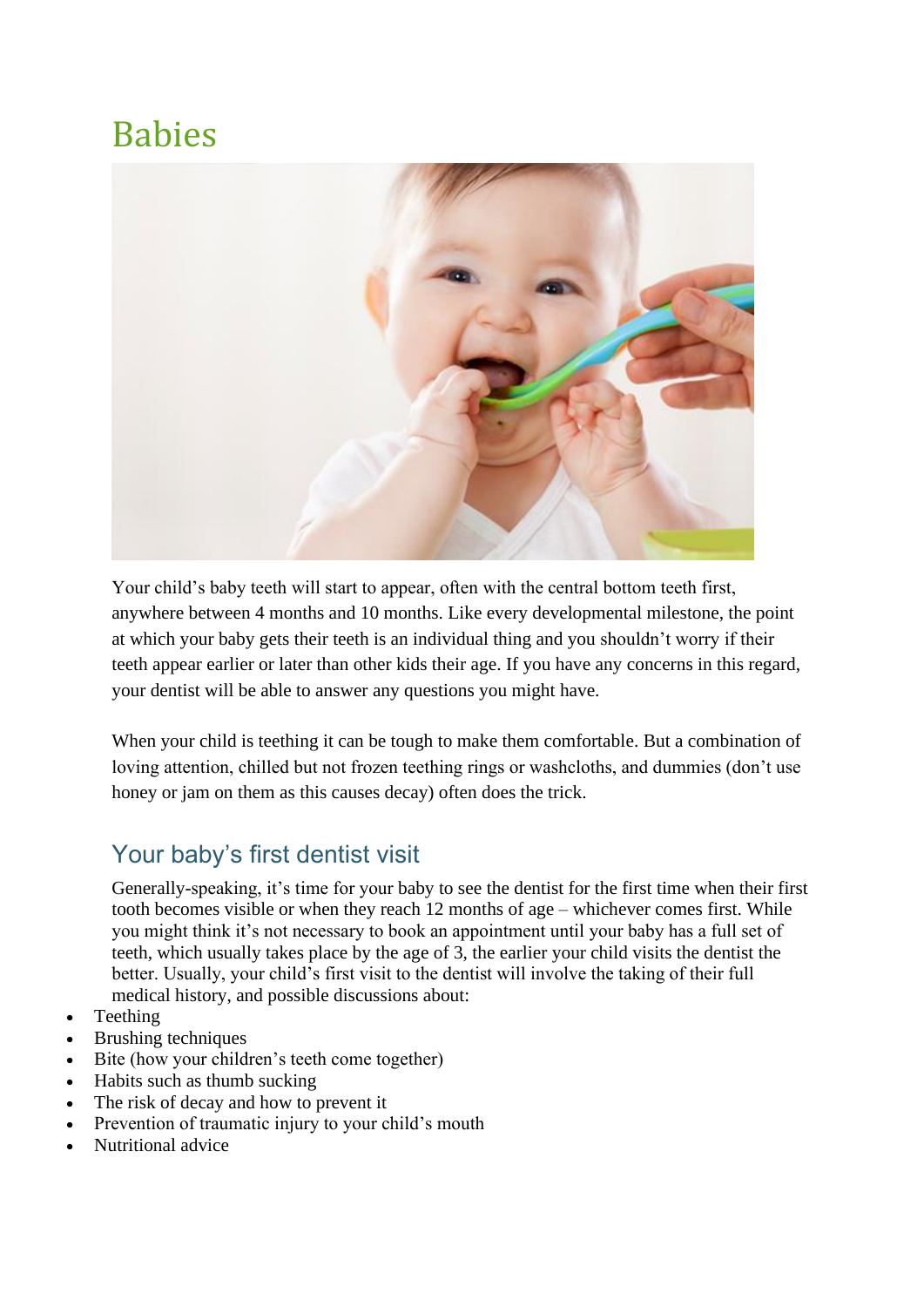# Babies

Your child's baby teeth will start to appear, often with the central bottom teeth first, anywhere between 4 months and 10 months. Like every developmental milestone, the point at which your baby gets their teeth is an individual thing and you shouldn't worry if their teeth appear earlier or later than other kids their age. If you have any concerns in this regard, your dentist will be able to answer any questions you might have.

When your child is teething it can be tough to make them comfortable. But a combination of loving attention, chilled but not frozen teething rings or washcloths, and dummies (don't use honey or jam on them as this causes decay) often does the trick.

## Your baby's first dentist visit

Generally-speaking, it's time for your baby to see the dentist for the first time when their first tooth becomes visible or when they reach 12 months of age – whichever comes first. While you might think it's not necessary to book an appointment until your baby has a full set of teeth, which usually takes place by the age of 3, the earlier your child visits the dentist the better. Usually, your child's first visit to the dentist will involve the taking of their full medical history, and possible discussions about:

- Teething
- Brushing techniques
- Bite (how your children's teeth come together)
- Habits such as thumb sucking
- The risk of decay and how to prevent it
- Prevention of traumatic injury to your child's mouth
- Nutritional advice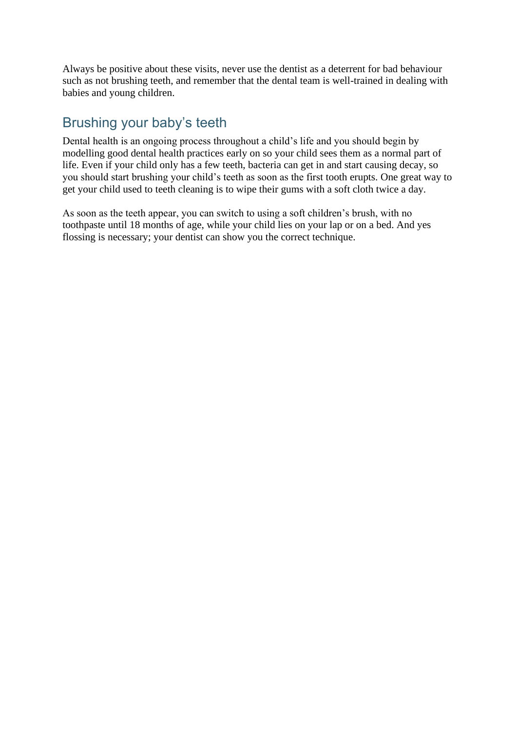Always be positive about these visits, never use the dentist as a deterrent for bad behaviour such as not brushing teeth, and remember that the dental team is well-trained in dealing with babies and young children.

## Brushing your baby's teeth

Dental health is an ongoing process throughout a child's life and you should begin by modelling good dental health practices early on so your child sees them as a normal part of life. Even if your child only has a few teeth, bacteria can get in and start causing decay, so you should start brushing your child's teeth as soon as the first tooth erupts. One great way to get your child used to teeth cleaning is to wipe their gums with a soft cloth twice a day.

As soon as the teeth appear, you can switch to using a soft children's brush, with no toothpaste until 18 months of age, while your child lies on your lap or on a bed. And yes flossing is necessary; your dentist can show you the correct technique.